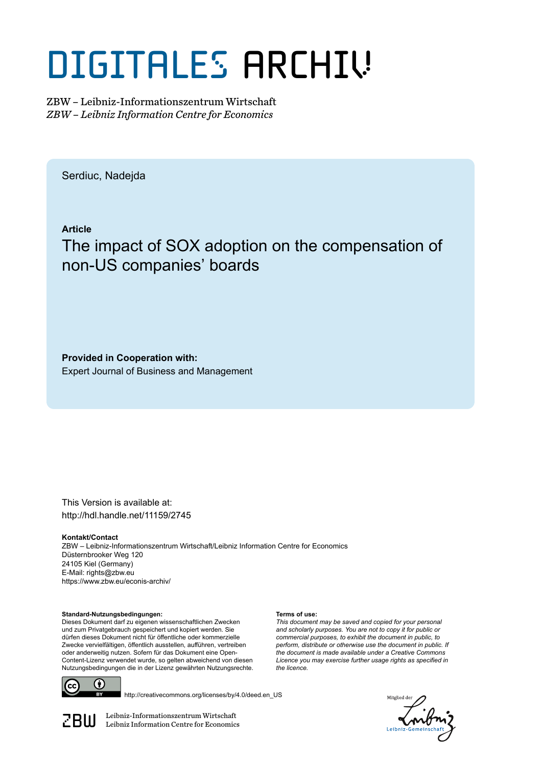# DIGITALES ARCHIV

ZBW – Leibniz-Informationszentrum Wirtschaft
*ZBW – Leibniz Information Centre for Economics*

Serdiuc, Nadejda

**Article**

## The impact of SOX adoption on the compensation of non-US companies' boards

**Provided in Cooperation with:**
Expert Journal of Business and Management

This Version is available at:
http://hdl.handle.net/11159/2745

**Kontakt/Contact**
ZBW – Leibniz-Informationszentrum Wirtschaft/Leibniz Information Centre for Economics
Düsternbrooker Weg 120
24105 Kiel (Germany)
E-Mail: rights@zbw.eu
https://www.zbw.eu/econis-archiv/

**Standard-Nutzungsbedingungen:**
Dieses Dokument darf zu eigenen wissenschaftlichen Zwecken und zum Privatgebrauch gespeichert und kopiert werden. Sie dürfen dieses Dokument nicht für öffentliche oder kommerzielle Zwecke vervielfältigen, öffentlich ausstellen, aufführen, vertreiben oder anderweitig nutzen. Sofern für das Dokument eine Open-Content-Lizenz verwendet wurde, so gelten abweichend von diesen Nutzungsbedingungen die in der Lizenz gewährten Nutzungsrechte.

**Terms of use:**
*This document may be saved and copied for your personal and scholarly purposes. You are not to copy it for public or commercial purposes, to exhibit the document in public, to perform, distribute or otherwise use the document in public. If the document is made available under a Creative Commons Licence you may exercise further usage rights as specified in the licence.*

http://creativecommons.org/licenses/by/4.0/deed.en_US

ZBW Leibniz-Informationszentrum Wirtschaft
Leibniz Information Centre for Economics

Mitglied der Leibniz-Gemeinschaft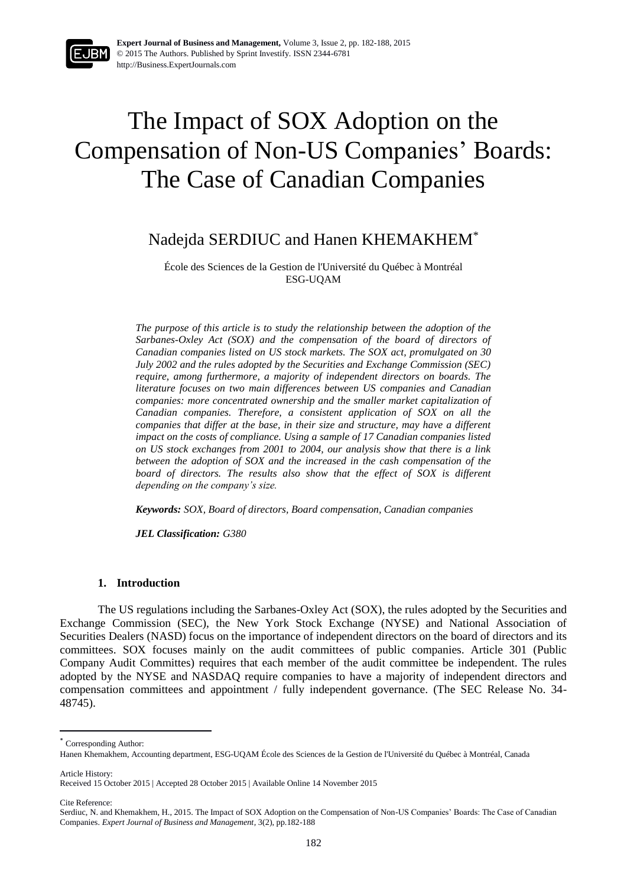# The Impact of SOX Adoption on the Compensation of Non-US Companies' Boards: The Case of Canadian Companies

Nadejda SERDIUC and Hanen KHEMAKHEM*

École des Sciences de la Gestion de l'Université du Québec à Montréal
ESG-UQAM

*The purpose of this article is to study the relationship between the adoption of the Sarbanes-Oxley Act (SOX) and the compensation of the board of directors of Canadian companies listed on US stock markets. The SOX act, promulgated on 30 July 2002 and the rules adopted by the Securities and Exchange Commission (SEC) require, among furthermore, a majority of independent directors on boards. The literature focuses on two main differences between US companies and Canadian companies: more concentrated ownership and the smaller market capitalization of Canadian companies. Therefore, a consistent application of SOX on all the companies that differ at the base, in their size and structure, may have a different impact on the costs of compliance. Using a sample of 17 Canadian companies listed on US stock exchanges from 2001 to 2004, our analysis show that there is a link between the adoption of SOX and the increased in the cash compensation of the board of directors. The results also show that the effect of SOX is different depending on the company's size.*

***Keywords:*** *SOX, Board of directors, Board compensation, Canadian companies*

***JEL Classification:*** *G380*

## 1. Introduction

The US regulations including the Sarbanes-Oxley Act (SOX), the rules adopted by the Securities and Exchange Commission (SEC), the New York Stock Exchange (NYSE) and National Association of Securities Dealers (NASD) focus on the importance of independent directors on the board of directors and its committees. SOX focuses mainly on the audit committees of public companies. Article 301 (Public Company Audit Committes) requires that each member of the audit committee be independent. The rules adopted by the NYSE and NASDAQ require companies to have a majority of independent directors and compensation committees and appointment / fully independent governance. (The SEC Release No. 34-48745).

---

* Corresponding Author:
Hanen Khemakhem, Accounting department, ESG-UQAM École des Sciences de la Gestion de l'Université du Québec à Montréal, Canada

Article History:
Received 15 October 2015 | Accepted 28 October 2015 | Available Online 14 November 2015

Cite Reference:
Serdiuc, N. and Khemakhem, H., 2015. The Impact of SOX Adoption on the Compensation of Non-US Companies' Boards: The Case of Canadian Companies. *Expert Journal of Business and Management*, 3(2), pp.182-188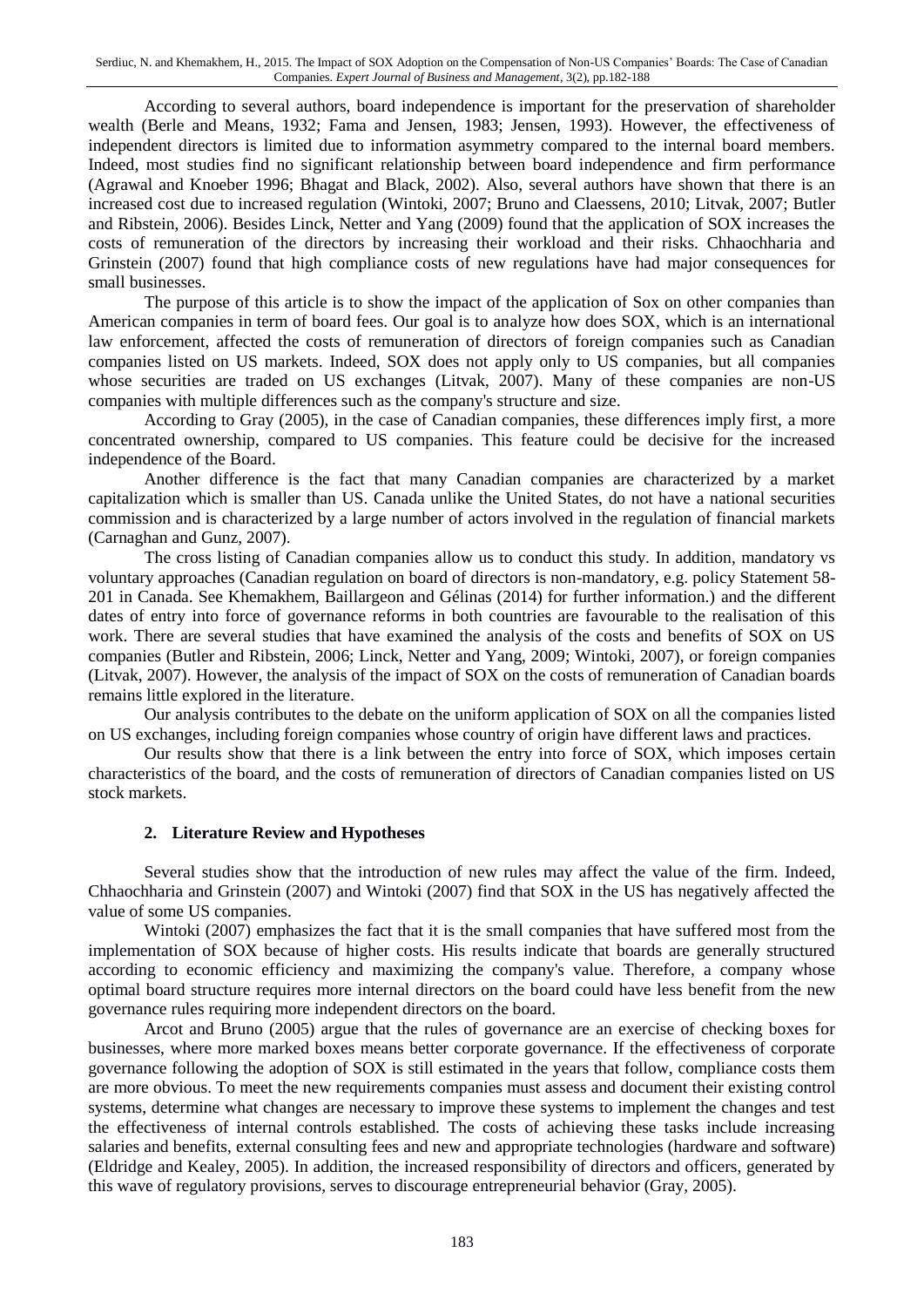According to several authors, board independence is important for the preservation of shareholder wealth (Berle and Means, 1932; Fama and Jensen, 1983; Jensen, 1993). However, the effectiveness of independent directors is limited due to information asymmetry compared to the internal board members. Indeed, most studies find no significant relationship between board independence and firm performance (Agrawal and Knoeber 1996; Bhagat and Black, 2002). Also, several authors have shown that there is an increased cost due to increased regulation (Wintoki, 2007; Bruno and Claessens, 2010; Litvak, 2007; Butler and Ribstein, 2006). Besides Linck, Netter and Yang (2009) found that the application of SOX increases the costs of remuneration of the directors by increasing their workload and their risks. Chhaochharia and Grinstein (2007) found that high compliance costs of new regulations have had major consequences for small businesses.

The purpose of this article is to show the impact of the application of Sox on other companies than American companies in term of board fees. Our goal is to analyze how does SOX, which is an international law enforcement, affected the costs of remuneration of directors of foreign companies such as Canadian companies listed on US markets. Indeed, SOX does not apply only to US companies, but all companies whose securities are traded on US exchanges (Litvak, 2007). Many of these companies are non-US companies with multiple differences such as the company's structure and size.

According to Gray (2005), in the case of Canadian companies, these differences imply first, a more concentrated ownership, compared to US companies. This feature could be decisive for the increased independence of the Board.

Another difference is the fact that many Canadian companies are characterized by a market capitalization which is smaller than US. Canada unlike the United States, do not have a national securities commission and is characterized by a large number of actors involved in the regulation of financial markets (Carnaghan and Gunz, 2007).

The cross listing of Canadian companies allow us to conduct this study. In addition, mandatory vs voluntary approaches (Canadian regulation on board of directors is non-mandatory, e.g. policy Statement 58-201 in Canada. See Khemakhem, Baillargeon and Gélinas (2014) for further information.) and the different dates of entry into force of governance reforms in both countries are favourable to the realisation of this work. There are several studies that have examined the analysis of the costs and benefits of SOX on US companies (Butler and Ribstein, 2006; Linck, Netter and Yang, 2009; Wintoki, 2007), or foreign companies (Litvak, 2007). However, the analysis of the impact of SOX on the costs of remuneration of Canadian boards remains little explored in the literature.

Our analysis contributes to the debate on the uniform application of SOX on all the companies listed on US exchanges, including foreign companies whose country of origin have different laws and practices.

Our results show that there is a link between the entry into force of SOX, which imposes certain characteristics of the board, and the costs of remuneration of directors of Canadian companies listed on US stock markets.

## 2. Literature Review and Hypotheses

Several studies show that the introduction of new rules may affect the value of the firm. Indeed, Chhaochharia and Grinstein (2007) and Wintoki (2007) find that SOX in the US has negatively affected the value of some US companies.

Wintoki (2007) emphasizes the fact that it is the small companies that have suffered most from the implementation of SOX because of higher costs. His results indicate that boards are generally structured according to economic efficiency and maximizing the company's value. Therefore, a company whose optimal board structure requires more internal directors on the board could have less benefit from the new governance rules requiring more independent directors on the board.

Arcot and Bruno (2005) argue that the rules of governance are an exercise of checking boxes for businesses, where more marked boxes means better corporate governance. If the effectiveness of corporate governance following the adoption of SOX is still estimated in the years that follow, compliance costs them are more obvious. To meet the new requirements companies must assess and document their existing control systems, determine what changes are necessary to improve these systems to implement the changes and test the effectiveness of internal controls established. The costs of achieving these tasks include increasing salaries and benefits, external consulting fees and new and appropriate technologies (hardware and software) (Eldridge and Kealey, 2005). In addition, the increased responsibility of directors and officers, generated by this wave of regulatory provisions, serves to discourage entrepreneurial behavior (Gray, 2005).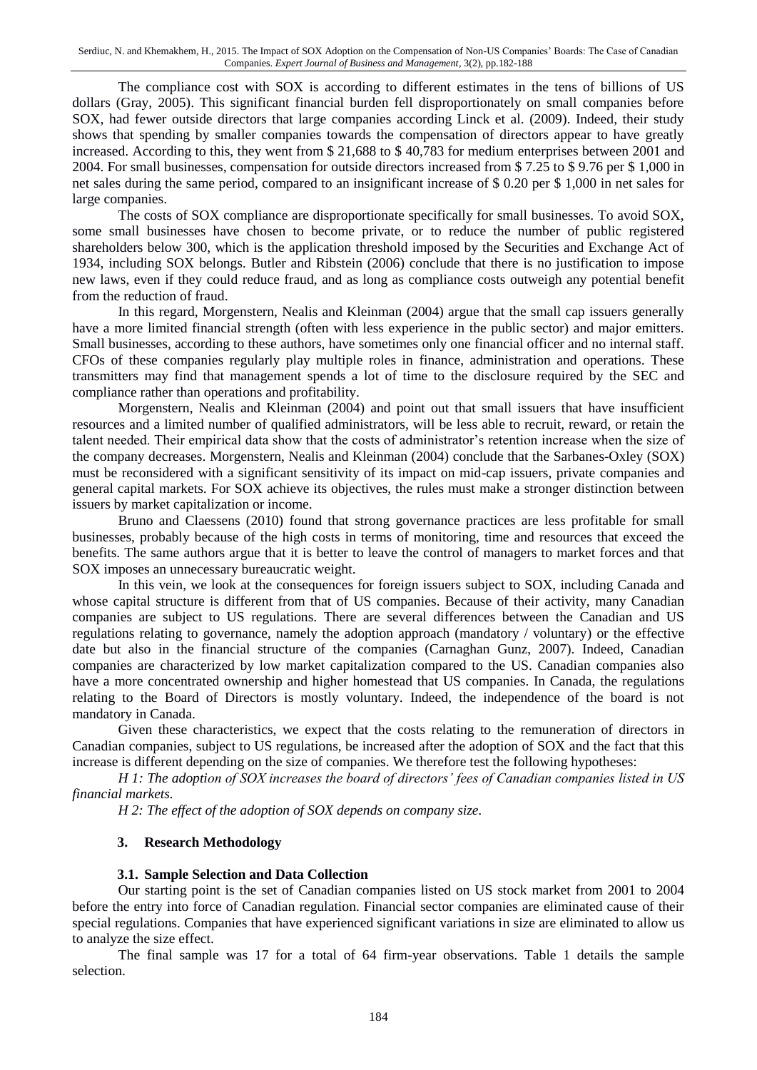The compliance cost with SOX is according to different estimates in the tens of billions of US dollars (Gray, 2005). This significant financial burden fell disproportionately on small companies before SOX, had fewer outside directors that large companies according Linck et al. (2009). Indeed, their study shows that spending by smaller companies towards the compensation of directors appear to have greatly increased. According to this, they went from $ 21,688 to $ 40,783 for medium enterprises between 2001 and 2004. For small businesses, compensation for outside directors increased from $ 7.25 to $ 9.76 per $ 1,000 in net sales during the same period, compared to an insignificant increase of $ 0.20 per $ 1,000 in net sales for large companies.

The costs of SOX compliance are disproportionate specifically for small businesses. To avoid SOX, some small businesses have chosen to become private, or to reduce the number of public registered shareholders below 300, which is the application threshold imposed by the Securities and Exchange Act of 1934, including SOX belongs. Butler and Ribstein (2006) conclude that there is no justification to impose new laws, even if they could reduce fraud, and as long as compliance costs outweigh any potential benefit from the reduction of fraud.

In this regard, Morgenstern, Nealis and Kleinman (2004) argue that the small cap issuers generally have a more limited financial strength (often with less experience in the public sector) and major emitters. Small businesses, according to these authors, have sometimes only one financial officer and no internal staff. CFOs of these companies regularly play multiple roles in finance, administration and operations. These transmitters may find that management spends a lot of time to the disclosure required by the SEC and compliance rather than operations and profitability.

Morgenstern, Nealis and Kleinman (2004) and point out that small issuers that have insufficient resources and a limited number of qualified administrators, will be less able to recruit, reward, or retain the talent needed. Their empirical data show that the costs of administrator's retention increase when the size of the company decreases. Morgenstern, Nealis and Kleinman (2004) conclude that the Sarbanes-Oxley (SOX) must be reconsidered with a significant sensitivity of its impact on mid-cap issuers, private companies and general capital markets. For SOX achieve its objectives, the rules must make a stronger distinction between issuers by market capitalization or income.

Bruno and Claessens (2010) found that strong governance practices are less profitable for small businesses, probably because of the high costs in terms of monitoring, time and resources that exceed the benefits. The same authors argue that it is better to leave the control of managers to market forces and that SOX imposes an unnecessary bureaucratic weight.

In this vein, we look at the consequences for foreign issuers subject to SOX, including Canada and whose capital structure is different from that of US companies. Because of their activity, many Canadian companies are subject to US regulations. There are several differences between the Canadian and US regulations relating to governance, namely the adoption approach (mandatory / voluntary) or the effective date but also in the financial structure of the companies (Carnaghan Gunz, 2007). Indeed, Canadian companies are characterized by low market capitalization compared to the US. Canadian companies also have a more concentrated ownership and higher homestead that US companies. In Canada, the regulations relating to the Board of Directors is mostly voluntary. Indeed, the independence of the board is not mandatory in Canada.

Given these characteristics, we expect that the costs relating to the remuneration of directors in Canadian companies, subject to US regulations, be increased after the adoption of SOX and the fact that this increase is different depending on the size of companies. We therefore test the following hypotheses:

*H 1: The adoption of SOX increases the board of directors' fees of Canadian companies listed in US financial markets.*

*H 2: The effect of the adoption of SOX depends on company size.*

## 3. Research Methodology

### 3.1. Sample Selection and Data Collection

Our starting point is the set of Canadian companies listed on US stock market from 2001 to 2004 before the entry into force of Canadian regulation. Financial sector companies are eliminated cause of their special regulations. Companies that have experienced significant variations in size are eliminated to allow us to analyze the size effect.

The final sample was 17 for a total of 64 firm-year observations. Table 1 details the sample selection.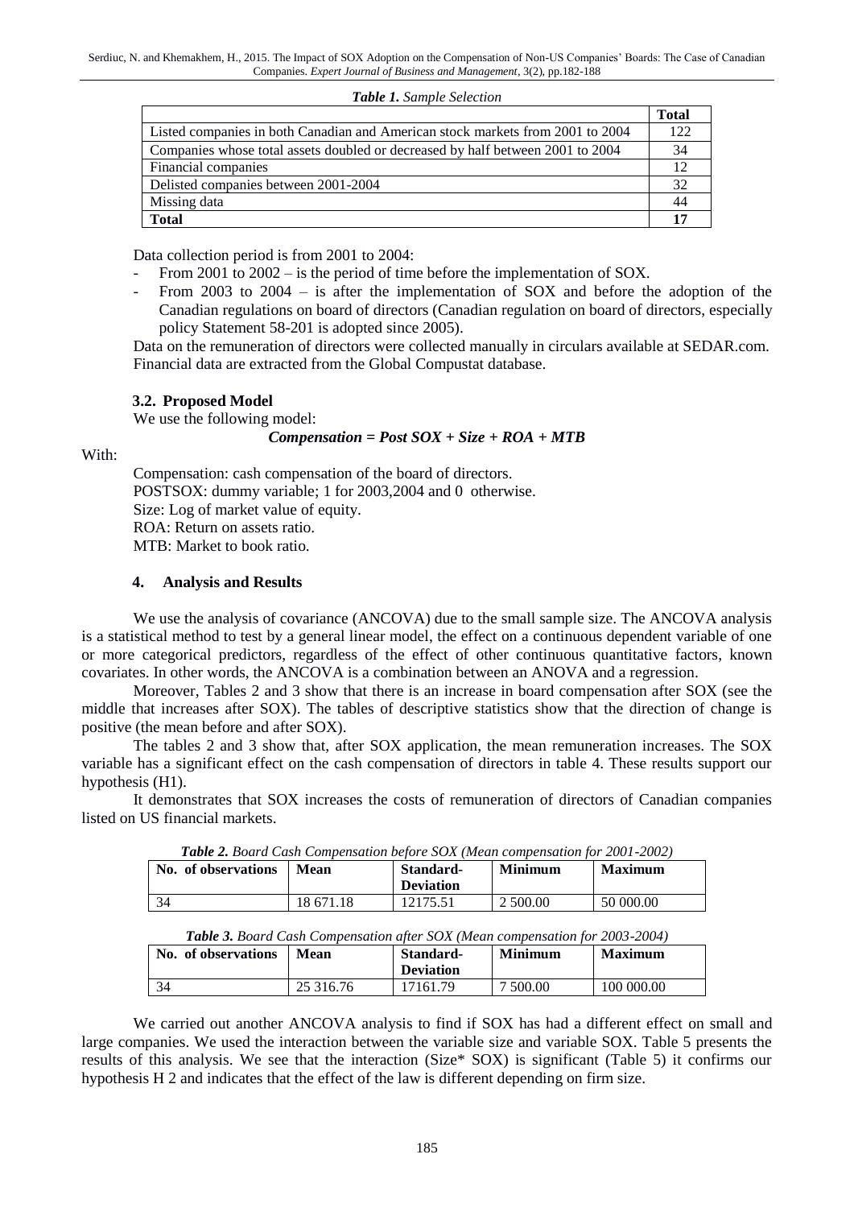*Table 1. Sample Selection*

| | Total |
|---|---|
| Listed companies in both Canadian and American stock markets from 2001 to 2004 | 122 |
| Companies whose total assets doubled or decreased by half between 2001 to 2004 | 34 |
| Financial companies | 12 |
| Delisted companies between 2001-2004 | 32 |
| Missing data | 44 |
| **Total** | **17** |

Data collection period is from 2001 to 2004:

- From 2001 to 2002 – is the period of time before the implementation of SOX.
- From 2003 to 2004 – is after the implementation of SOX and before the adoption of the Canadian regulations on board of directors (Canadian regulation on board of directors, especially policy Statement 58-201 is adopted since 2005).

Data on the remuneration of directors were collected manually in circulars available at SEDAR.com. Financial data are extracted from the Global Compustat database.

### 3.2. Proposed Model

We use the following model:

***Compensation = Post SOX + Size + ROA + MTB***

With:

Compensation: cash compensation of the board of directors.
POSTSOX: dummy variable; 1 for 2003,2004 and 0 otherwise.
Size: Log of market value of equity.
ROA: Return on assets ratio.
MTB: Market to book ratio.

## 4. Analysis and Results

We use the analysis of covariance (ANCOVA) due to the small sample size. The ANCOVA analysis is a statistical method to test by a general linear model, the effect on a continuous dependent variable of one or more categorical predictors, regardless of the effect of other continuous quantitative factors, known covariates. In other words, the ANCOVA is a combination between an ANOVA and a regression.

Moreover, Tables 2 and 3 show that there is an increase in board compensation after SOX (see the middle that increases after SOX). The tables of descriptive statistics show that the direction of change is positive (the mean before and after SOX).

The tables 2 and 3 show that, after SOX application, the mean remuneration increases. The SOX variable has a significant effect on the cash compensation of directors in table 4. These results support our hypothesis (H1).

It demonstrates that SOX increases the costs of remuneration of directors of Canadian companies listed on US financial markets.

*Table 2. Board Cash Compensation before SOX (Mean compensation for 2001-2002)*

| No. of observations | Mean | Standard-Deviation | Minimum | Maximum |
|---|---|---|---|---|
| 34 | 18 671.18 | 12175.51 | 2 500.00 | 50 000.00 |

*Table 3. Board Cash Compensation after SOX (Mean compensation for 2003-2004)*

| No. of observations | Mean | Standard-Deviation | Minimum | Maximum |
|---|---|---|---|---|
| 34 | 25 316.76 | 17161.79 | 7 500.00 | 100 000.00 |

We carried out another ANCOVA analysis to find if SOX has had a different effect on small and large companies. We used the interaction between the variable size and variable SOX. Table 5 presents the results of this analysis. We see that the interaction (Size* SOX) is significant (Table 5) it confirms our hypothesis H 2 and indicates that the effect of the law is different depending on firm size.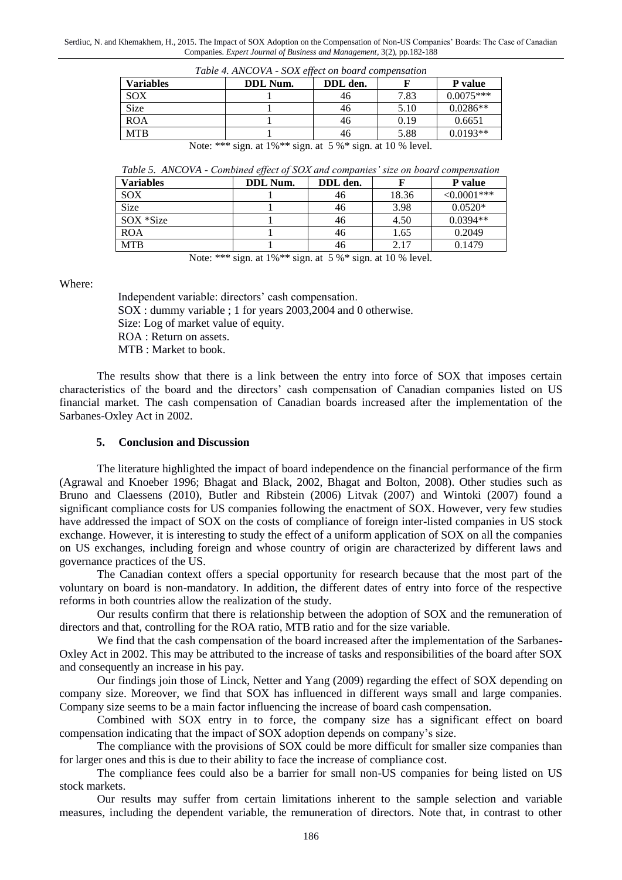*Table 4. ANCOVA - SOX effect on board compensation*

| Variables | DDL Num. | DDL den. | F | P value |
|---|---|---|---|---|
| SOX | 1 | 46 | 7.83 | 0.0075*** |
| Size | 1 | 46 | 5.10 | 0.0286** |
| ROA | 1 | 46 | 0.19 | 0.6651 |
| MTB | 1 | 46 | 5.88 | 0.0193** |

Note: *** sign. at 1%** sign. at 5 %* sign. at 10 % level.

*Table 5. ANCOVA - Combined effect of SOX and companies' size on board compensation*

| Variables | DDL Num. | DDL den. | F | P value |
|---|---|---|---|---|
| SOX | 1 | 46 | 18.36 | <0.0001*** |
| Size | 1 | 46 | 3.98 | 0.0520* |
| SOX *Size | 1 | 46 | 4.50 | 0.0394** |
| ROA | 1 | 46 | 1.65 | 0.2049 |
| MTB | 1 | 46 | 2.17 | 0.1479 |

Note: *** sign. at 1%** sign. at 5 %* sign. at 10 % level.

Where:

Independent variable: directors' cash compensation.
SOX : dummy variable ; 1 for years 2003,2004 and 0 otherwise.
Size: Log of market value of equity.
ROA : Return on assets.
MTB : Market to book.

The results show that there is a link between the entry into force of SOX that imposes certain characteristics of the board and the directors' cash compensation of Canadian companies listed on US financial market. The cash compensation of Canadian boards increased after the implementation of the Sarbanes-Oxley Act in 2002.

## 5. Conclusion and Discussion

The literature highlighted the impact of board independence on the financial performance of the firm (Agrawal and Knoeber 1996; Bhagat and Black, 2002, Bhagat and Bolton, 2008). Other studies such as Bruno and Claessens (2010), Butler and Ribstein (2006) Litvak (2007) and Wintoki (2007) found a significant compliance costs for US companies following the enactment of SOX. However, very few studies have addressed the impact of SOX on the costs of compliance of foreign inter-listed companies in US stock exchange. However, it is interesting to study the effect of a uniform application of SOX on all the companies on US exchanges, including foreign and whose country of origin are characterized by different laws and governance practices of the US.

The Canadian context offers a special opportunity for research because that the most part of the voluntary on board is non-mandatory. In addition, the different dates of entry into force of the respective reforms in both countries allow the realization of the study.

Our results confirm that there is relationship between the adoption of SOX and the remuneration of directors and that, controlling for the ROA ratio, MTB ratio and for the size variable.

We find that the cash compensation of the board increased after the implementation of the Sarbanes-Oxley Act in 2002. This may be attributed to the increase of tasks and responsibilities of the board after SOX and consequently an increase in his pay.

Our findings join those of Linck, Netter and Yang (2009) regarding the effect of SOX depending on company size. Moreover, we find that SOX has influenced in different ways small and large companies. Company size seems to be a main factor influencing the increase of board cash compensation.

Combined with SOX entry in to force, the company size has a significant effect on board compensation indicating that the impact of SOX adoption depends on company's size.

The compliance with the provisions of SOX could be more difficult for smaller size companies than for larger ones and this is due to their ability to face the increase of compliance cost.

The compliance fees could also be a barrier for small non-US companies for being listed on US stock markets.

Our results may suffer from certain limitations inherent to the sample selection and variable measures, including the dependent variable, the remuneration of directors. Note that, in contrast to other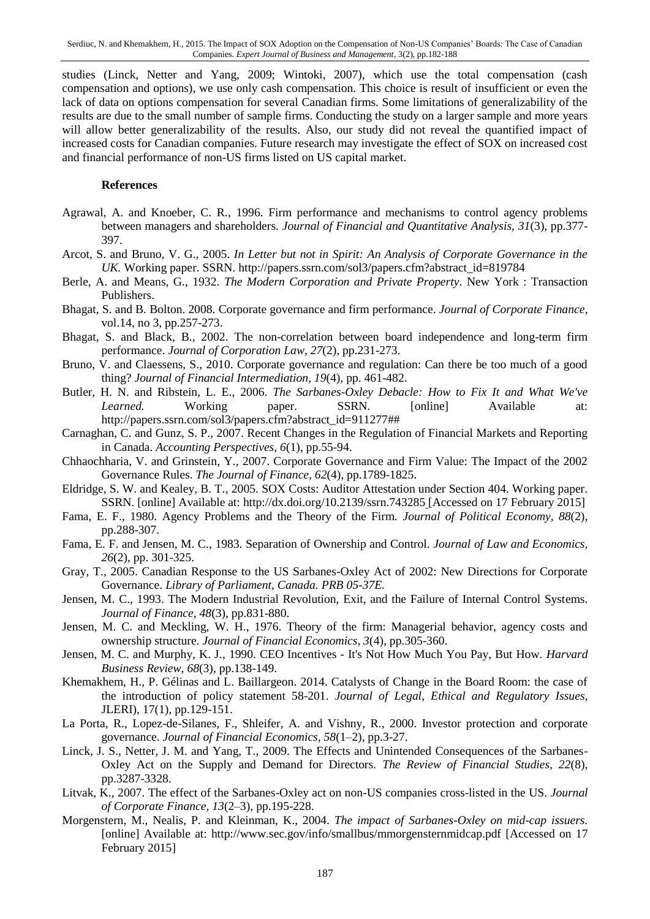studies (Linck, Netter and Yang, 2009; Wintoki, 2007), which use the total compensation (cash compensation and options), we use only cash compensation. This choice is result of insufficient or even the lack of data on options compensation for several Canadian firms. Some limitations of generalizability of the results are due to the small number of sample firms. Conducting the study on a larger sample and more years will allow better generalizability of the results. Also, our study did not reveal the quantified impact of increased costs for Canadian companies. Future research may investigate the effect of SOX on increased cost and financial performance of non-US firms listed on US capital market.

### References

Agrawal, A. and Knoeber, C. R., 1996. Firm performance and mechanisms to control agency problems between managers and shareholders. *Journal of Financial and Quantitative Analysis, 31*(3), pp.377-397.

Arcot, S. and Bruno, V. G., 2005. *In Letter but not in Spirit: An Analysis of Corporate Governance in the UK.* Working paper. SSRN. http://papers.ssrn.com/sol3/papers.cfm?abstract_id=819784

Berle, A. and Means, G., 1932. *The Modern Corporation and Private Property*. New York : Transaction Publishers.

Bhagat, S. and B. Bolton. 2008. Corporate governance and firm performance. *Journal of Corporate Finance*, vol.14, no 3, pp.257-273.

Bhagat, S. and Black, B., 2002. The non-correlation between board independence and long-term firm performance. *Journal of Corporation Law, 27*(2), pp.231-273.

Bruno, V. and Claessens, S., 2010. Corporate governance and regulation: Can there be too much of a good thing? *Journal of Financial Intermediation, 19*(4), pp. 461-482.

Butler, H. N. and Ribstein, L. E., 2006. *The Sarbanes-Oxley Debacle: How to Fix It and What We've Learned.* Working paper. SSRN. [online] Available at: http://papers.ssrn.com/sol3/papers.cfm?abstract_id=911277##

Carnaghan, C. and Gunz, S. P., 2007. Recent Changes in the Regulation of Financial Markets and Reporting in Canada. *Accounting Perspectives, 6*(1), pp.55-94.

Chhaochharia, V. and Grinstein, Y., 2007. Corporate Governance and Firm Value: The Impact of the 2002 Governance Rules. *The Journal of Finance, 62*(4), pp.1789-1825.

Eldridge, S. W. and Kealey, B. T., 2005. SOX Costs: Auditor Attestation under Section 404. Working paper. SSRN. [online] Available at: http://dx.doi.org/10.2139/ssrn.743285 [Accessed on 17 February 2015]

Fama, E. F., 1980. Agency Problems and the Theory of the Firm. *Journal of Political Economy, 88*(2), pp.288-307.

Fama, E. F. and Jensen, M. C., 1983. Separation of Ownership and Control. *Journal of Law and Economics, 26*(2), pp. 301-325.

Gray, T., 2005. Canadian Response to the US Sarbanes-Oxley Act of 2002: New Directions for Corporate Governance. *Library of Parliament, Canada. PRB 05-37E.*

Jensen, M. C., 1993. The Modern Industrial Revolution, Exit, and the Failure of Internal Control Systems. *Journal of Finance, 48*(3), pp.831-880.

Jensen, M. C. and Meckling, W. H., 1976. Theory of the firm: Managerial behavior, agency costs and ownership structure. *Journal of Financial Economics, 3*(4), pp.305-360.

Jensen, M. C. and Murphy, K. J., 1990. CEO Incentives - It's Not How Much You Pay, But How. *Harvard Business Review, 68*(3), pp.138-149.

Khemakhem, H., P. Gélinas and L. Baillargeon. 2014. Catalysts of Change in the Board Room: the case of the introduction of policy statement 58-201. *Journal of Legal, Ethical and Regulatory Issues*, JLERI), 17(1), pp.129-151.

La Porta, R., Lopez-de-Silanes, F., Shleifer, A. and Vishny, R., 2000. Investor protection and corporate governance. *Journal of Financial Economics, 58*(1–2), pp.3-27.

Linck, J. S., Netter, J. M. and Yang, T., 2009. The Effects and Unintended Consequences of the Sarbanes-Oxley Act on the Supply and Demand for Directors. *The Review of Financial Studies, 22*(8), pp.3287-3328.

Litvak, K., 2007. The effect of the Sarbanes-Oxley act on non-US companies cross-listed in the US. *Journal of Corporate Finance, 13*(2–3), pp.195-228.

Morgenstern, M., Nealis, P. and Kleinman, K., 2004. *The impact of Sarbanes-Oxley on mid-cap issuers.* [online] Available at: http://www.sec.gov/info/smallbus/mmorgensternmidcap.pdf [Accessed on 17 February 2015]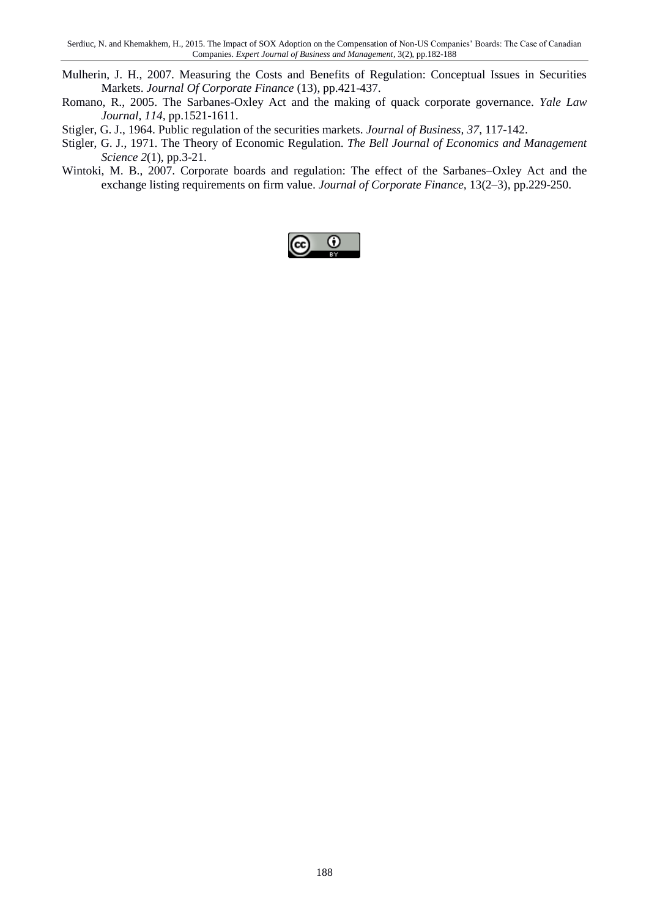Mulherin, J. H., 2007. Measuring the Costs and Benefits of Regulation: Conceptual Issues in Securities Markets. *Journal Of Corporate Finance* (13), pp.421-437.

Romano, R., 2005. The Sarbanes-Oxley Act and the making of quack corporate governance. *Yale Law Journal*, *114*, pp.1521-1611.

Stigler, G. J., 1964. Public regulation of the securities markets. *Journal of Business, 37*, 117-142.

Stigler, G. J., 1971. The Theory of Economic Regulation. *The Bell Journal of Economics and Management Science 2*(1), pp.3-21.

Wintoki, M. B., 2007. Corporate boards and regulation: The effect of the Sarbanes–Oxley Act and the exchange listing requirements on firm value. *Journal of Corporate Finance*, 13(2–3), pp.229-250.